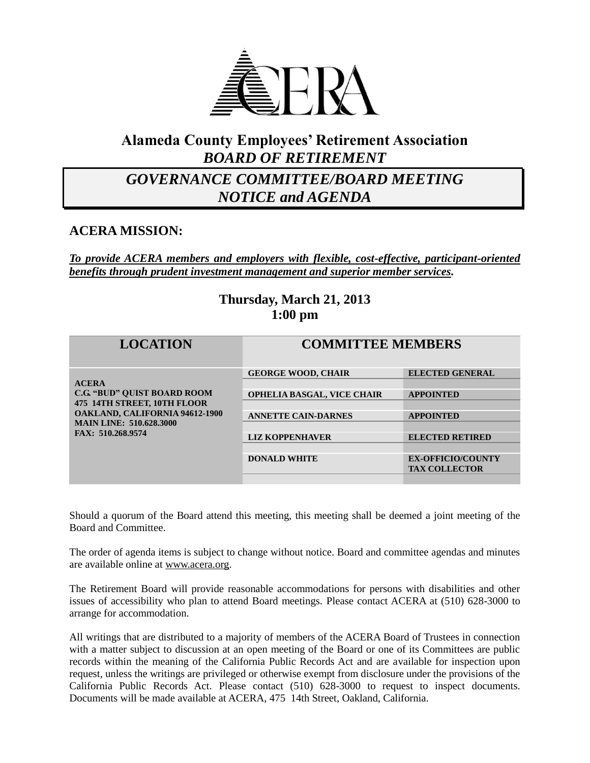# Alameda County Employees' Retirement Association

## *BOARD OF RETIREMENT*

## *GOVERNANCE COMMITTEE/BOARD MEETING NOTICE and AGENDA*

### ACERA MISSION:

***To provide ACERA members and employers with flexible, cost-effective, participant-oriented benefits through prudent investment management and superior member services.***

**Thursday, March 21, 2013**
**1:00 pm**

| LOCATION | COMMITTEE MEMBERS | |
|---|---|---|
| **ACERA**<br>**C.G. "BUD" QUIST BOARD ROOM**<br>**475 14TH STREET, 10TH FLOOR**<br>**OAKLAND, CALIFORNIA 94612-1900**<br>**MAIN LINE: 510.628.3000**<br>**FAX: 510.268.9574** | **GEORGE WOOD, CHAIR** | **ELECTED GENERAL** |
| | **OPHELIA BASGAL, VICE CHAIR** | **APPOINTED** |
| | **ANNETTE CAIN-DARNES** | **APPOINTED** |
| | **LIZ KOPPENHAVER** | **ELECTED RETIRED** |
| | **DONALD WHITE** | **EX-OFFICIO/COUNTY TAX COLLECTOR** |

Should a quorum of the Board attend this meeting, this meeting shall be deemed a joint meeting of the Board and Committee.

The order of agenda items is subject to change without notice. Board and committee agendas and minutes are available online at www.acera.org.

The Retirement Board will provide reasonable accommodations for persons with disabilities and other issues of accessibility who plan to attend Board meetings. Please contact ACERA at (510) 628-3000 to arrange for accommodation.

All writings that are distributed to a majority of members of the ACERA Board of Trustees in connection with a matter subject to discussion at an open meeting of the Board or one of its Committees are public records within the meaning of the California Public Records Act and are available for inspection upon request, unless the writings are privileged or otherwise exempt from disclosure under the provisions of the California Public Records Act. Please contact (510) 628-3000 to request to inspect documents. Documents will be made available at ACERA, 475 14th Street, Oakland, California.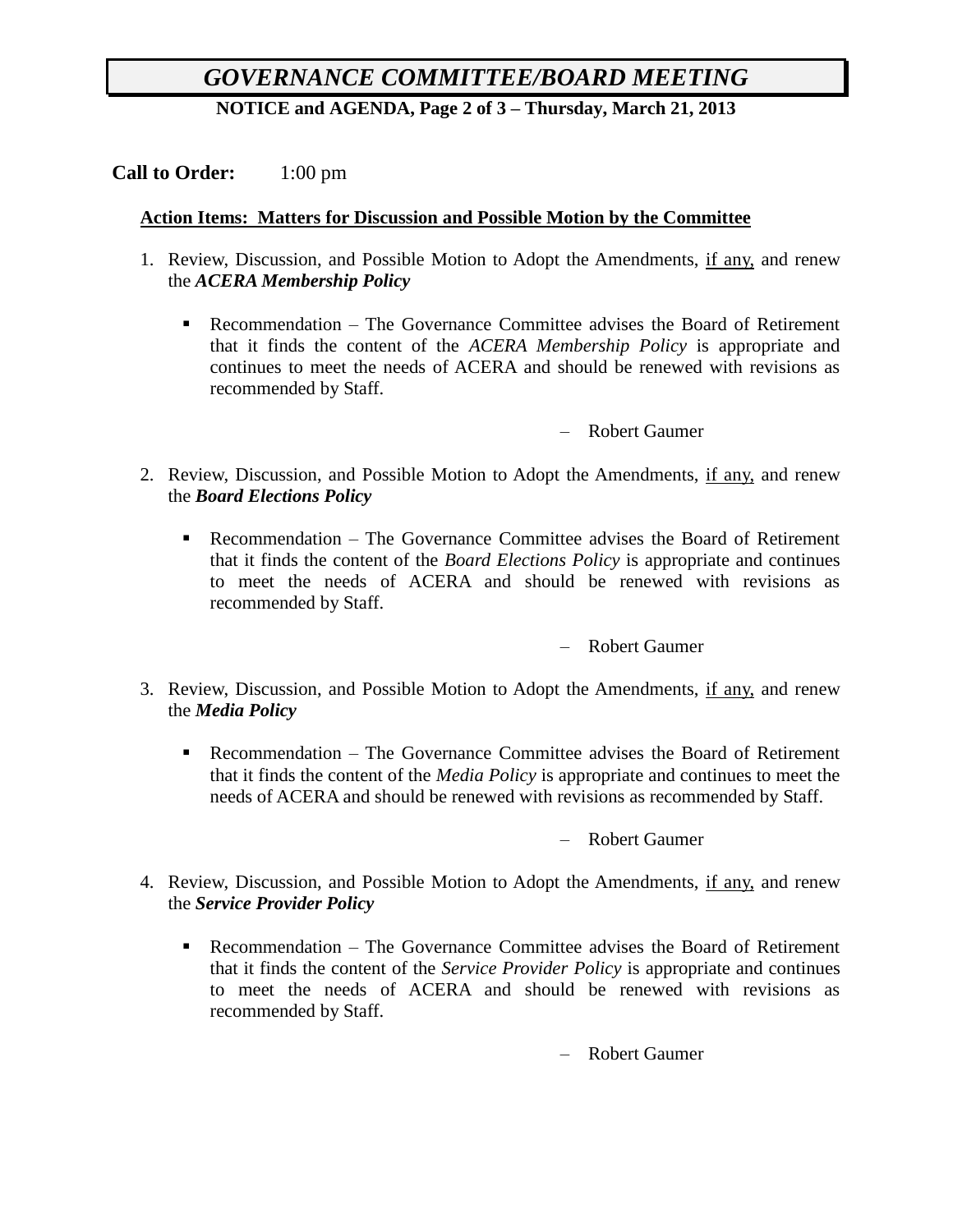# *GOVERNANCE COMMITTEE/BOARD MEETING*

**NOTICE and AGENDA, Page 2 of 3 – Thursday, March 21, 2013**

**Call to Order:** 1:00 pm

**Action Items: Matters for Discussion and Possible Motion by the Committee**

1. Review, Discussion, and Possible Motion to Adopt the Amendments, <u>if any,</u> and renew the ***ACERA Membership Policy***

   - Recommendation – The Governance Committee advises the Board of Retirement that it finds the content of the *ACERA Membership Policy* is appropriate and continues to meet the needs of ACERA and should be renewed with revisions as recommended by Staff.

   – Robert Gaumer

2. Review, Discussion, and Possible Motion to Adopt the Amendments, <u>if any,</u> and renew the ***Board Elections Policy***

   - Recommendation – The Governance Committee advises the Board of Retirement that it finds the content of the *Board Elections Policy* is appropriate and continues to meet the needs of ACERA and should be renewed with revisions as recommended by Staff.

   – Robert Gaumer

3. Review, Discussion, and Possible Motion to Adopt the Amendments, <u>if any,</u> and renew the ***Media Policy***

   - Recommendation – The Governance Committee advises the Board of Retirement that it finds the content of the *Media Policy* is appropriate and continues to meet the needs of ACERA and should be renewed with revisions as recommended by Staff.

   – Robert Gaumer

4. Review, Discussion, and Possible Motion to Adopt the Amendments, <u>if any,</u> and renew the ***Service Provider Policy***

   - Recommendation – The Governance Committee advises the Board of Retirement that it finds the content of the *Service Provider Policy* is appropriate and continues to meet the needs of ACERA and should be renewed with revisions as recommended by Staff.

   – Robert Gaumer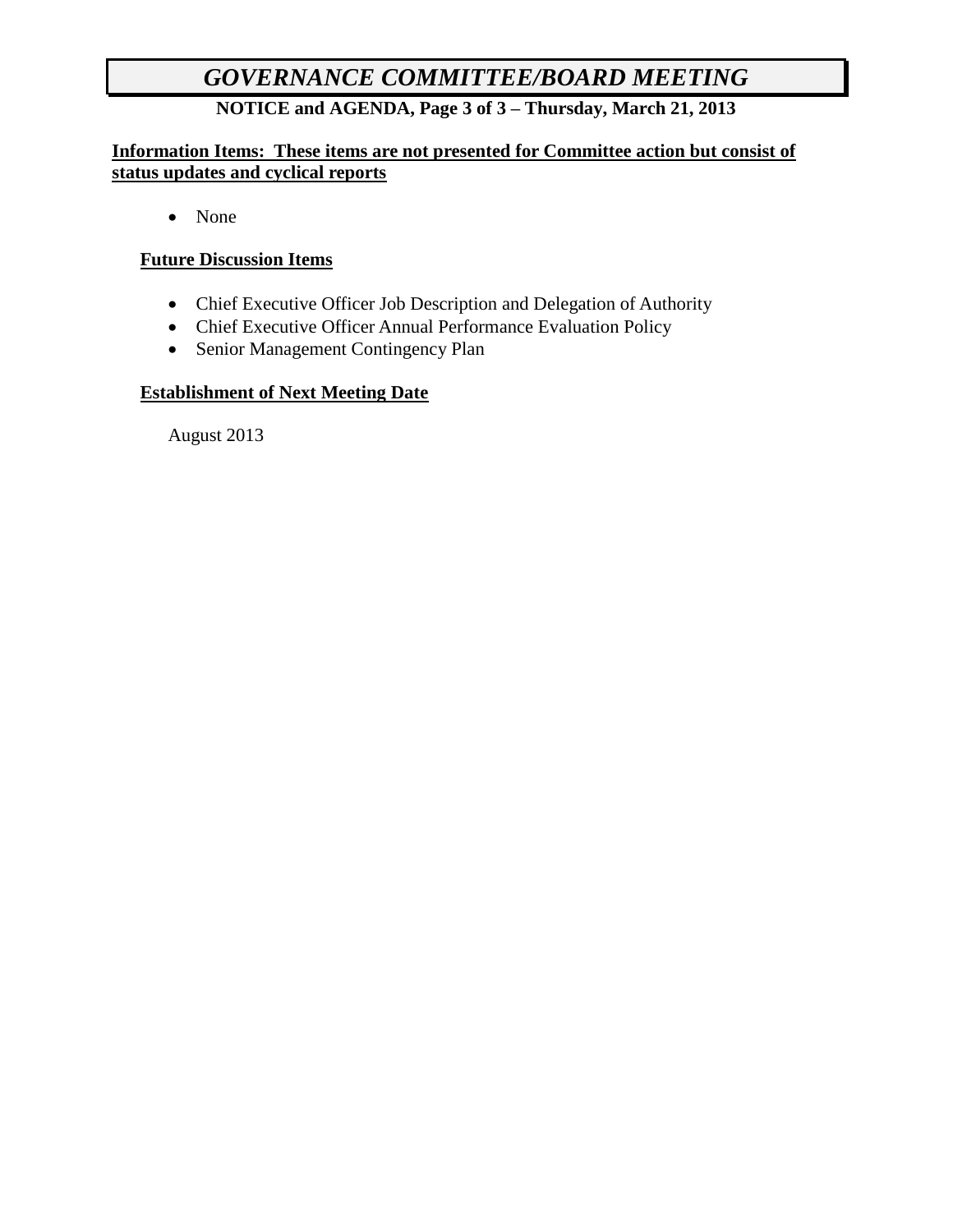**Information Items: These items are not presented for Committee action but consist of status updates and cyclical reports**

- None

**Future Discussion Items**

- Chief Executive Officer Job Description and Delegation of Authority
- Chief Executive Officer Annual Performance Evaluation Policy
- Senior Management Contingency Plan

**Establishment of Next Meeting Date**

August 2013